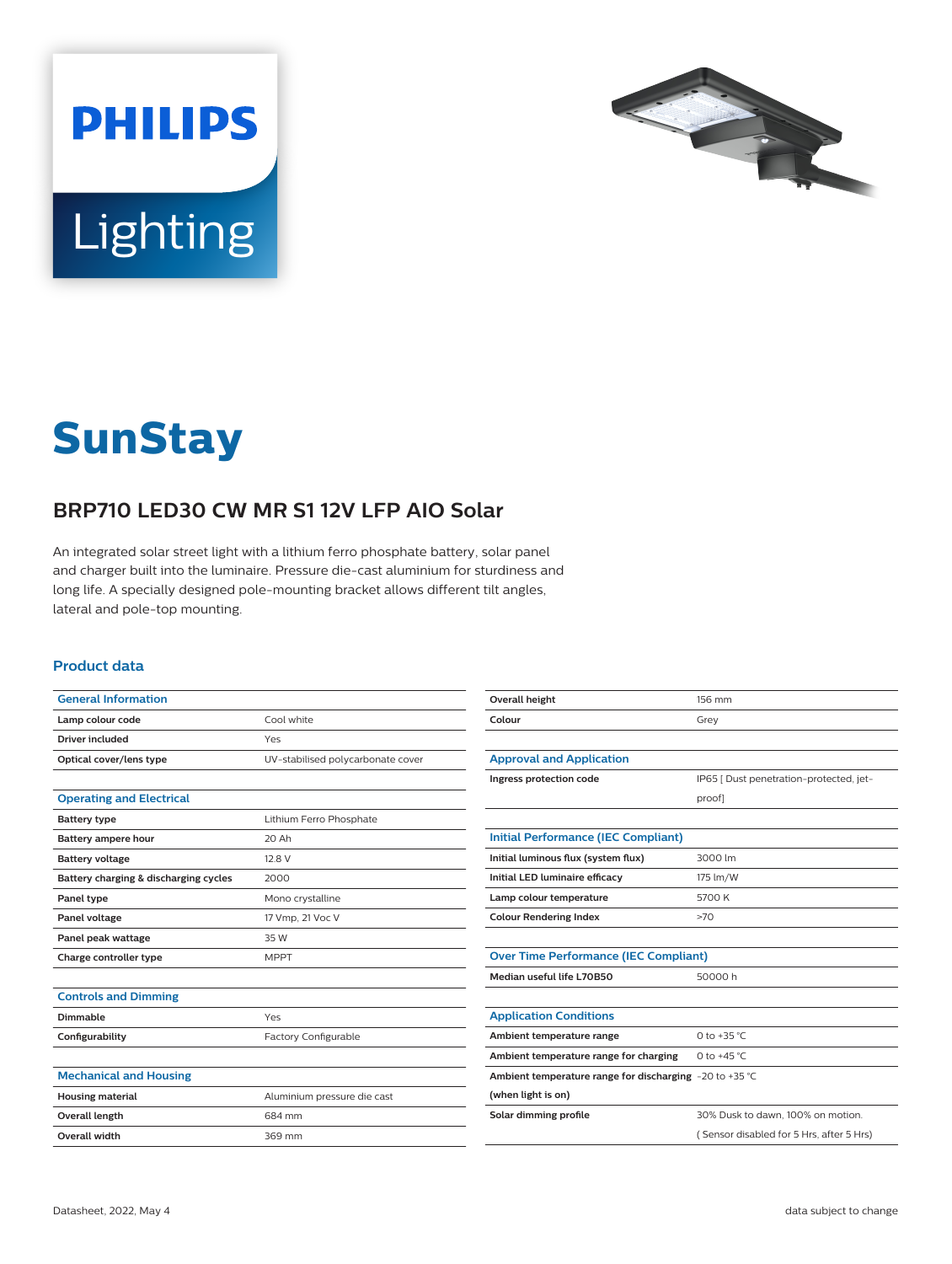PHILIPS

Lighting

# SunStay

## BRP710 LED30 CW MR S1 12V LFP AIO Solar

An integrated solar street light with a lithium ferro phosphate battery, solar panel and charger built into the luminaire. Pressure die-cast aluminium for sturdiness and long life. A specially designed pole-mounting bracket allows different tilt angles, lateral and pole-top mounting.

### Product data

| General Information | |
|---|---|
| **Lamp colour code** | Cool white |
| **Driver included** | Yes |
| **Optical cover/lens type** | UV-stabilised polycarbonate cover |

| Operating and Electrical | |
|---|---|
| **Battery type** | Lithium Ferro Phosphate |
| **Battery ampere hour** | 20 Ah |
| **Battery voltage** | 12.8 V |
| **Battery charging & discharging cycles** | 2000 |
| **Panel type** | Mono crystalline |
| **Panel voltage** | 17 Vmp, 21 Voc V |
| **Panel peak wattage** | 35 W |
| **Charge controller type** | MPPT |

| Controls and Dimming | |
|---|---|
| **Dimmable** | Yes |
| **Configurability** | Factory Configurable |

| Mechanical and Housing | |
|---|---|
| **Housing material** | Aluminium pressure die cast |
| **Overall length** | 684 mm |
| **Overall width** | 369 mm |
| **Overall height** | 156 mm |
| **Colour** | Grey |

| Approval and Application | |
|---|---|
| **Ingress protection code** | IP65 [ Dust penetration-protected, jet-proof] |

| Initial Performance (IEC Compliant) | |
|---|---|
| **Initial luminous flux (system flux)** | 3000 lm |
| **Initial LED luminaire efficacy** | 175 lm/W |
| **Lamp colour temperature** | 5700 K |
| **Colour Rendering Index** | >70 |

| Over Time Performance (IEC Compliant) | |
|---|---|
| **Median useful life L70B50** | 50000 h |

| Application Conditions | |
|---|---|
| **Ambient temperature range** | 0 to +35 °C |
| **Ambient temperature range for charging** | 0 to +45 °C |
| **Ambient temperature range for discharging (when light is on)** | -20 to +35 °C |
| **Solar dimming profile** | 30% Dusk to dawn, 100% on motion. ( Sensor disabled for 5 Hrs, after 5 Hrs) |

Datasheet, 2022, May 4 — data subject to change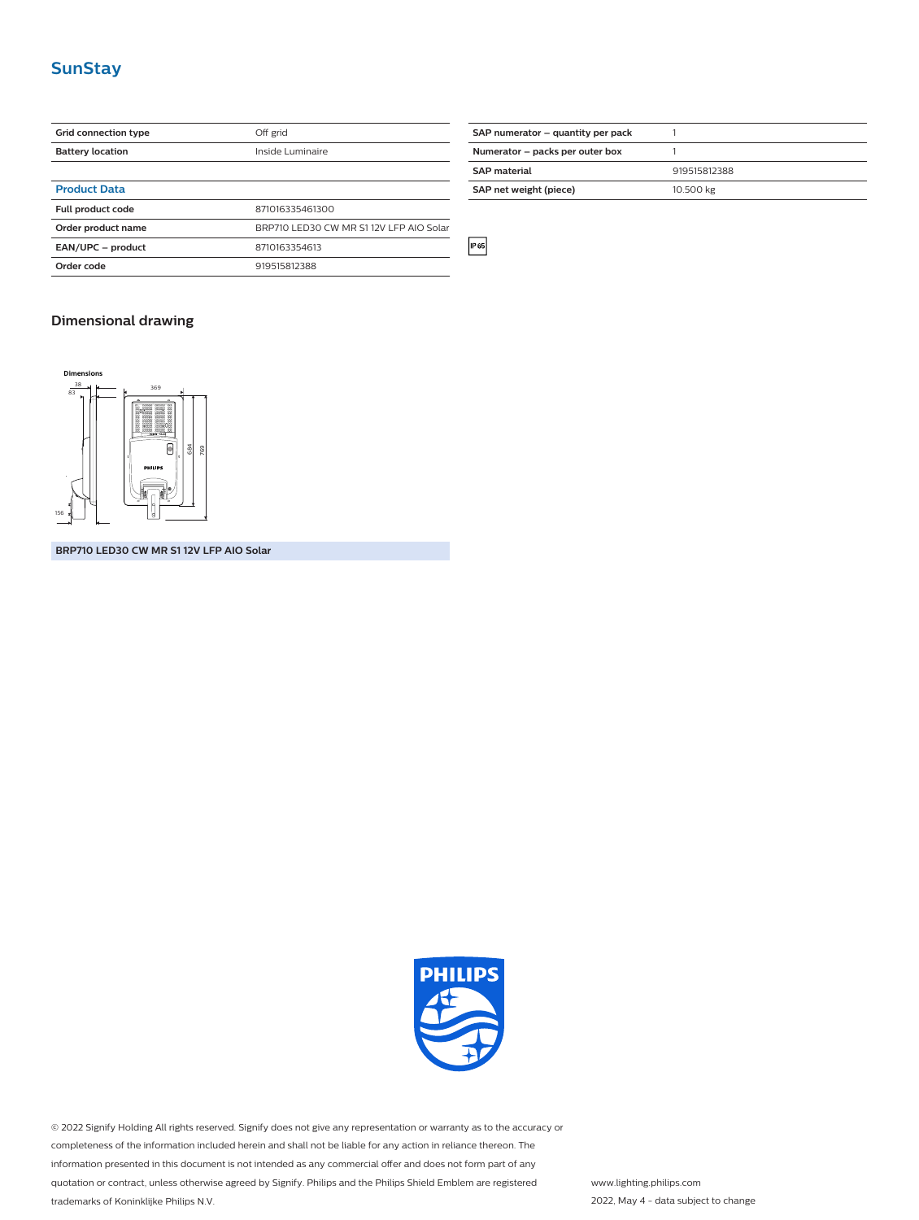## SunStay

| | |
|---|---|
| **Grid connection type** | Off grid |
| **Battery location** | Inside Luminaire |

### Product Data

| | |
|---|---|
| **Full product code** | 871016335461300 |
| **Order product name** | BRP710 LED30 CW MR S1 12V LFP AIO Solar |
| **EAN/UPC – product** | 8710163354613 |
| **Order code** | 919515812388 |

| | |
|---|---|
| **SAP numerator – quantity per pack** | 1 |
| **Numerator – packs per outer box** | 1 |
| **SAP material** | 919515812388 |
| **SAP net weight (piece)** | 10.500 kg |

IP65

## Dimensional drawing

Dimensions

38

83

369

684

769

156

PHILIPS

**BRP710 LED30 CW MR S1 12V LFP AIO Solar**

© 2022 Signify Holding All rights reserved. Signify does not give any representation or warranty as to the accuracy or completeness of the information included herein and shall not be liable for any action in reliance thereon. The information presented in this document is not intended as any commercial offer and does not form part of any quotation or contract, unless otherwise agreed by Signify. Philips and the Philips Shield Emblem are registered trademarks of Koninklijke Philips N.V.

www.lighting.philips.com

2022, May 4 - data subject to change